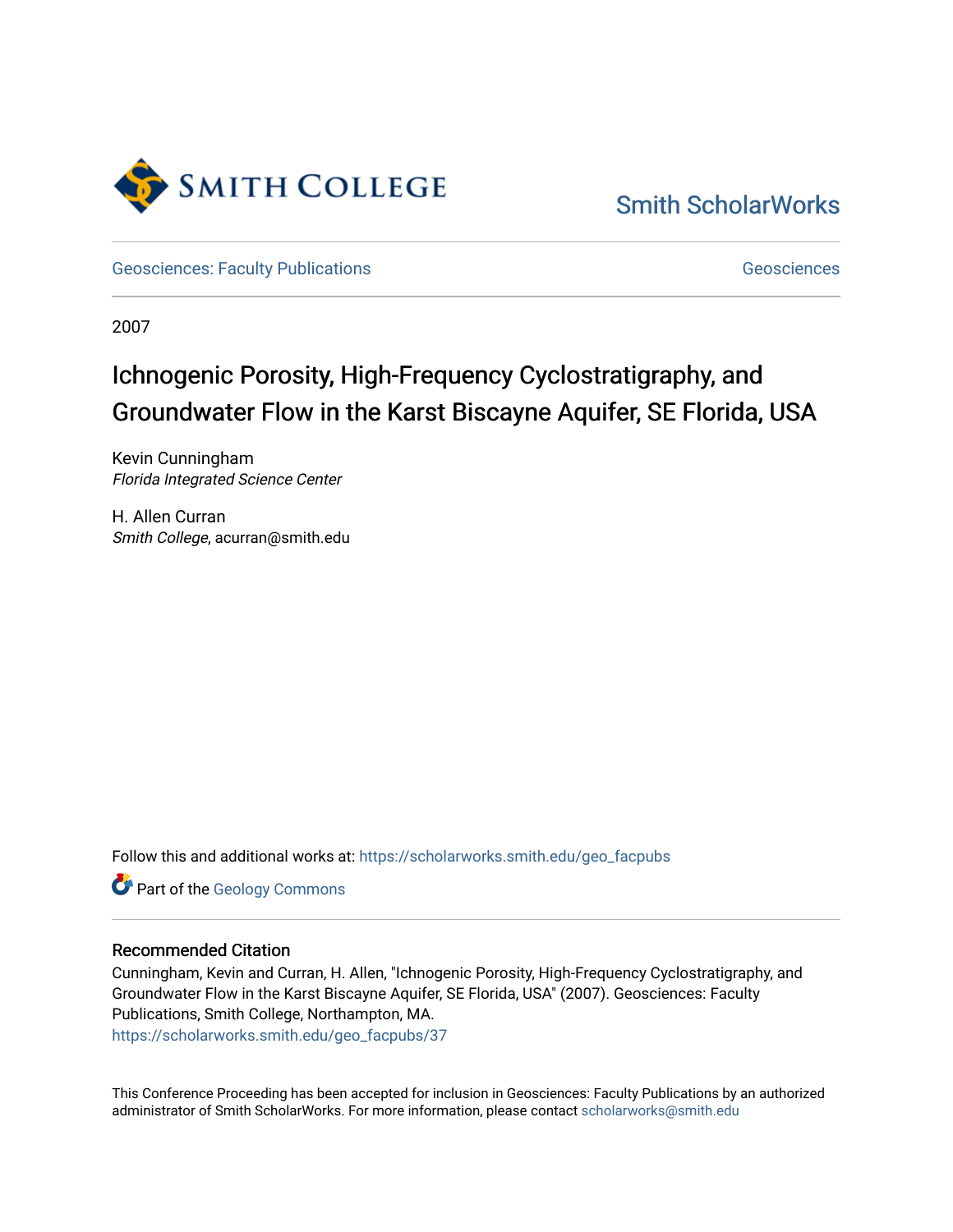Smith College

Smith ScholarWorks

Geosciences: Faculty Publications | Geosciences

2007

# Ichnogenic Porosity, High-Frequency Cyclostratigraphy, and Groundwater Flow in the Karst Biscayne Aquifer, SE Florida, USA

Kevin Cunningham
*Florida Integrated Science Center*

H. Allen Curran
*Smith College*, acurran@smith.edu

Follow this and additional works at: https://scholarworks.smith.edu/geo_facpubs

Part of the Geology Commons

## Recommended Citation

Cunningham, Kevin and Curran, H. Allen, "Ichnogenic Porosity, High-Frequency Cyclostratigraphy, and Groundwater Flow in the Karst Biscayne Aquifer, SE Florida, USA" (2007). Geosciences: Faculty Publications, Smith College, Northampton, MA.
https://scholarworks.smith.edu/geo_facpubs/37

This Conference Proceeding has been accepted for inclusion in Geosciences: Faculty Publications by an authorized administrator of Smith ScholarWorks. For more information, please contact scholarworks@smith.edu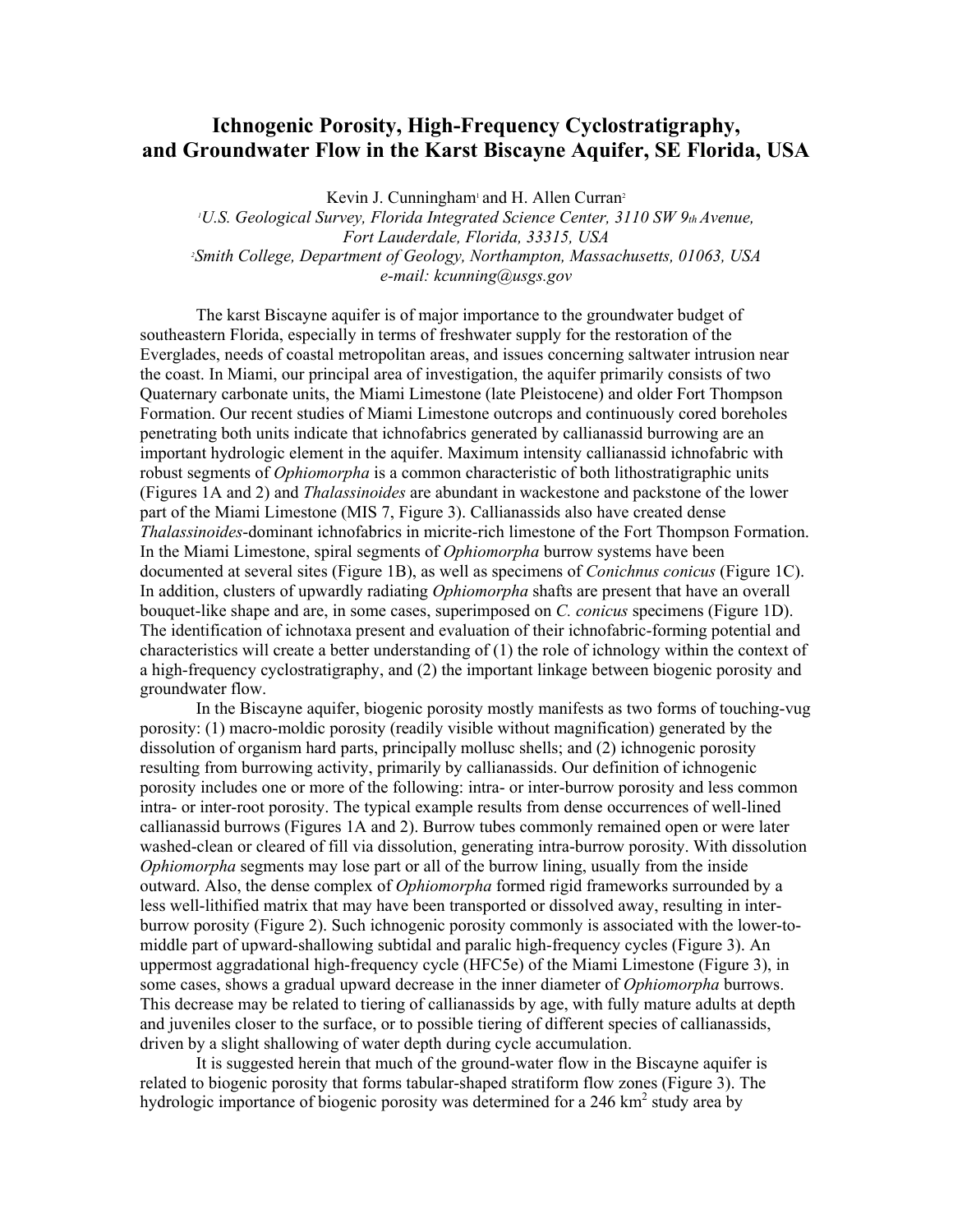# Ichnogenic Porosity, High-Frequency Cyclostratigraphy, and Groundwater Flow in the Karst Biscayne Aquifer, SE Florida, USA

Kevin J. Cunningham[1] and H. Allen Curran[2]

[1]*U.S. Geological Survey, Florida Integrated Science Center, 3110 SW 9th Avenue, Fort Lauderdale, Florida, 33315, USA*

[2]*Smith College, Department of Geology, Northampton, Massachusetts, 01063, USA*

*e-mail: kcunning@usgs.gov*

The karst Biscayne aquifer is of major importance to the groundwater budget of southeastern Florida, especially in terms of freshwater supply for the restoration of the Everglades, needs of coastal metropolitan areas, and issues concerning saltwater intrusion near the coast. In Miami, our principal area of investigation, the aquifer primarily consists of two Quaternary carbonate units, the Miami Limestone (late Pleistocene) and older Fort Thompson Formation. Our recent studies of Miami Limestone outcrops and continuously cored boreholes penetrating both units indicate that ichnofabrics generated by callianassid burrowing are an important hydrologic element in the aquifer. Maximum intensity callianassid ichnofabric with robust segments of *Ophiomorpha* is a common characteristic of both lithostratigraphic units (Figures 1A and 2) and *Thalassinoides* are abundant in wackestone and packstone of the lower part of the Miami Limestone (MIS 7, Figure 3). Callianassids also have created dense *Thalassinoides*-dominant ichnofabrics in micrite-rich limestone of the Fort Thompson Formation. In the Miami Limestone, spiral segments of *Ophiomorpha* burrow systems have been documented at several sites (Figure 1B), as well as specimens of *Conichnus conicus* (Figure 1C). In addition, clusters of upwardly radiating *Ophiomorpha* shafts are present that have an overall bouquet-like shape and are, in some cases, superimposed on *C. conicus* specimens (Figure 1D). The identification of ichnotaxa present and evaluation of their ichnofabric-forming potential and characteristics will create a better understanding of (1) the role of ichnology within the context of a high-frequency cyclostratigraphy, and (2) the important linkage between biogenic porosity and groundwater flow.

In the Biscayne aquifer, biogenic porosity mostly manifests as two forms of touching-vug porosity: (1) macro-moldic porosity (readily visible without magnification) generated by the dissolution of organism hard parts, principally mollusc shells; and (2) ichnogenic porosity resulting from burrowing activity, primarily by callianassids. Our definition of ichnogenic porosity includes one or more of the following: intra- or inter-burrow porosity and less common intra- or inter-root porosity. The typical example results from dense occurrences of well-lined callianassid burrows (Figures 1A and 2). Burrow tubes commonly remained open or were later washed-clean or cleared of fill via dissolution, generating intra-burrow porosity. With dissolution *Ophiomorpha* segments may lose part or all of the burrow lining, usually from the inside outward. Also, the dense complex of *Ophiomorpha* formed rigid frameworks surrounded by a less well-lithified matrix that may have been transported or dissolved away, resulting in inter-burrow porosity (Figure 2). Such ichnogenic porosity commonly is associated with the lower-to-middle part of upward-shallowing subtidal and paralic high-frequency cycles (Figure 3). An uppermost aggradational high-frequency cycle (HFC5e) of the Miami Limestone (Figure 3), in some cases, shows a gradual upward decrease in the inner diameter of *Ophiomorpha* burrows. This decrease may be related to tiering of callianassids by age, with fully mature adults at depth and juveniles closer to the surface, or to possible tiering of different species of callianassids, driven by a slight shallowing of water depth during cycle accumulation.

It is suggested herein that much of the ground-water flow in the Biscayne aquifer is related to biogenic porosity that forms tabular-shaped stratiform flow zones (Figure 3). The hydrologic importance of biogenic porosity was determined for a 246 km$^2$ study area by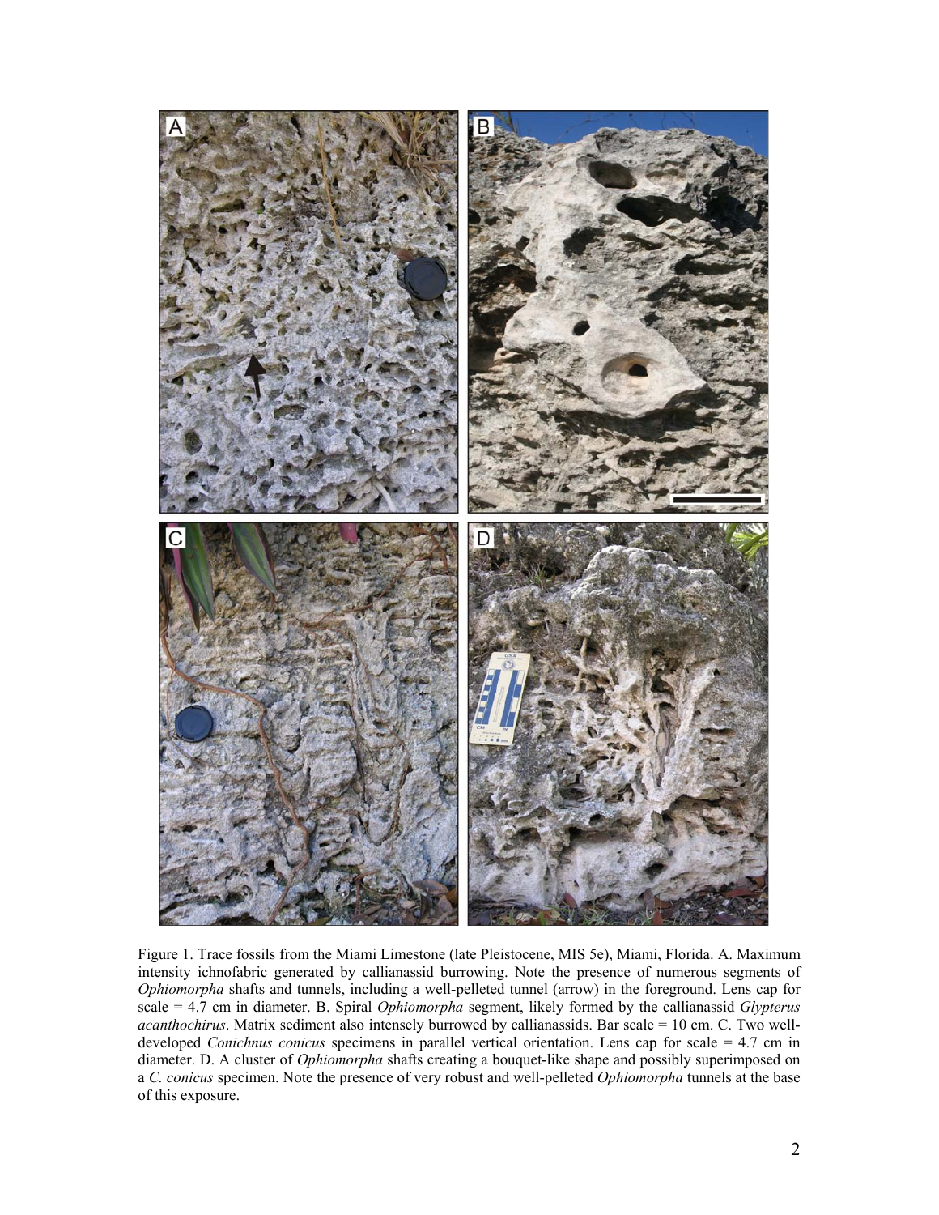Figure 1. Trace fossils from the Miami Limestone (late Pleistocene, MIS 5e), Miami, Florida. A. Maximum intensity ichnofabric generated by callianassid burrowing. Note the presence of numerous segments of *Ophiomorpha* shafts and tunnels, including a well-pelleted tunnel (arrow) in the foreground. Lens cap for scale = 4.7 cm in diameter. B. Spiral *Ophiomorpha* segment, likely formed by the callianassid *Glypterus acanthochirus*. Matrix sediment also intensely burrowed by callianassids. Bar scale = 10 cm. C. Two well-developed *Conichnus conicus* specimens in parallel vertical orientation. Lens cap for scale = 4.7 cm in diameter. D. A cluster of *Ophiomorpha* shafts creating a bouquet-like shape and possibly superimposed on a *C. conicus* specimen. Note the presence of very robust and well-pelleted *Ophiomorpha* tunnels at the base of this exposure.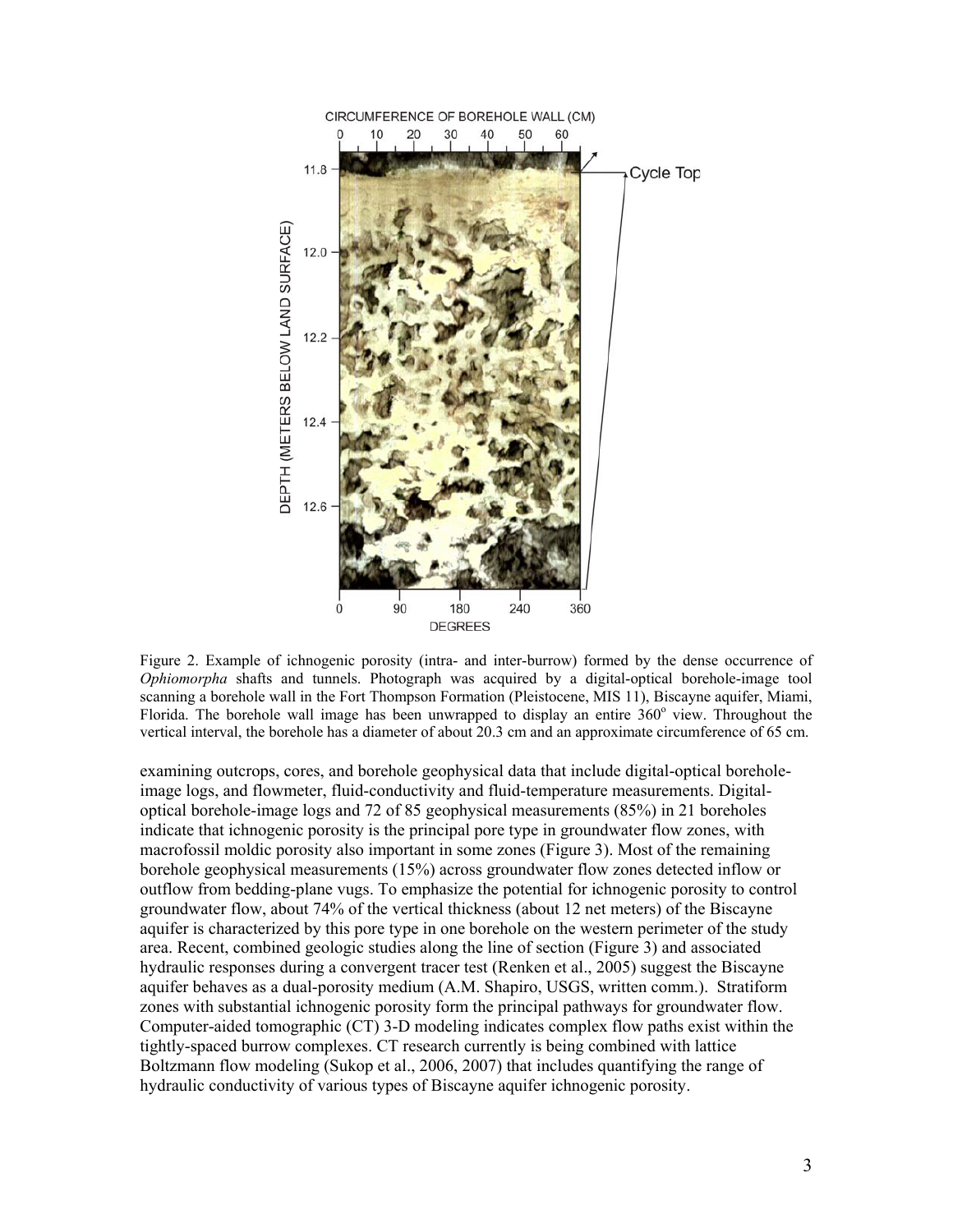Figure 2. Example of ichnogenic porosity (intra- and inter-burrow) formed by the dense occurrence of *Ophiomorpha* shafts and tunnels. Photograph was acquired by a digital-optical borehole-image tool scanning a borehole wall in the Fort Thompson Formation (Pleistocene, MIS 11), Biscayne aquifer, Miami, Florida. The borehole wall image has been unwrapped to display an entire $360^{o}$ view. Throughout the vertical interval, the borehole has a diameter of about 20.3 cm and an approximate circumference of 65 cm.

examining outcrops, cores, and borehole geophysical data that include digital-optical borehole-image logs, and flowmeter, fluid-conductivity and fluid-temperature measurements. Digital-optical borehole-image logs and 72 of 85 geophysical measurements (85%) in 21 boreholes indicate that ichnogenic porosity is the principal pore type in groundwater flow zones, with macrofossil moldic porosity also important in some zones (Figure 3). Most of the remaining borehole geophysical measurements (15%) across groundwater flow zones detected inflow or outflow from bedding-plane vugs. To emphasize the potential for ichnogenic porosity to control groundwater flow, about 74% of the vertical thickness (about 12 net meters) of the Biscayne aquifer is characterized by this pore type in one borehole on the western perimeter of the study area. Recent, combined geologic studies along the line of section (Figure 3) and associated hydraulic responses during a convergent tracer test (Renken et al., 2005) suggest the Biscayne aquifer behaves as a dual-porosity medium (A.M. Shapiro, USGS, written comm.). Stratiform zones with substantial ichnogenic porosity form the principal pathways for groundwater flow. Computer-aided tomographic (CT) 3-D modeling indicates complex flow paths exist within the tightly-spaced burrow complexes. CT research currently is being combined with lattice Boltzmann flow modeling (Sukop et al., 2006, 2007) that includes quantifying the range of hydraulic conductivity of various types of Biscayne aquifer ichnogenic porosity.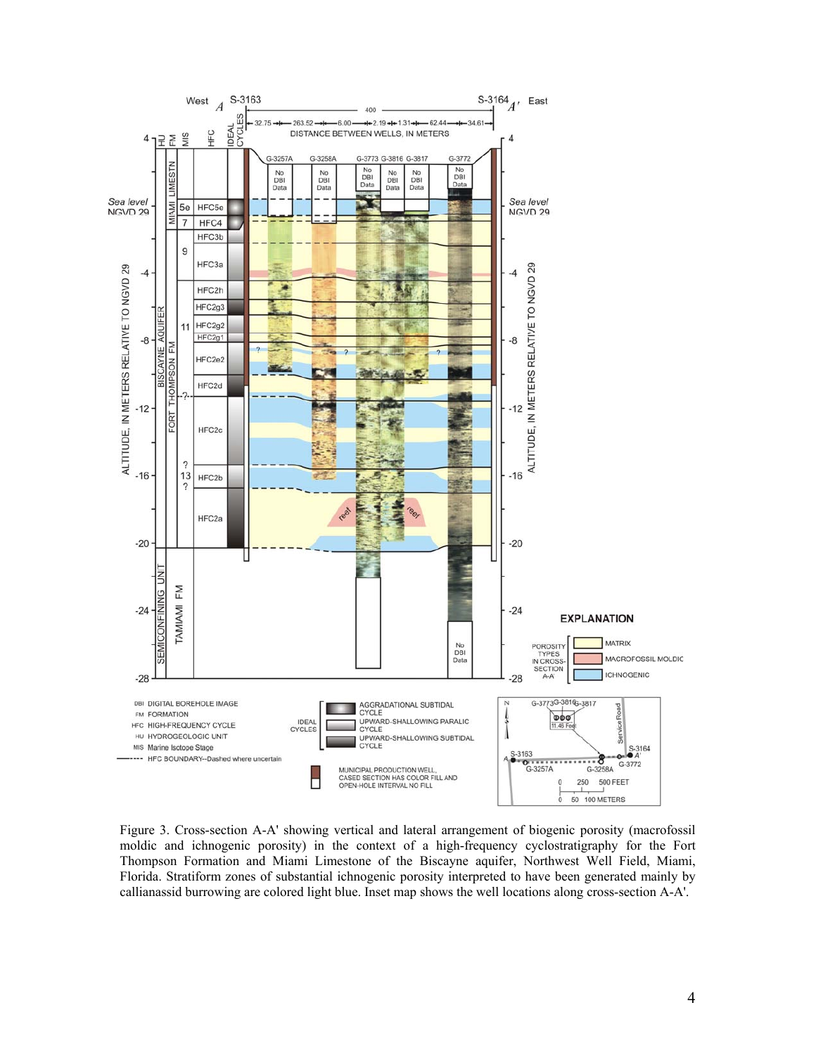Figure 3. Cross-section A-A' showing vertical and lateral arrangement of biogenic porosity (macrofossil moldic and ichnogenic porosity) in the context of a high-frequency cyclostratigraphy for the Fort Thompson Formation and Miami Limestone of the Biscayne aquifer, Northwest Well Field, Miami, Florida. Stratiform zones of substantial ichnogenic porosity interpreted to have been generated mainly by callianassid burrowing are colored light blue. Inset map shows the well locations along cross-section A-A'.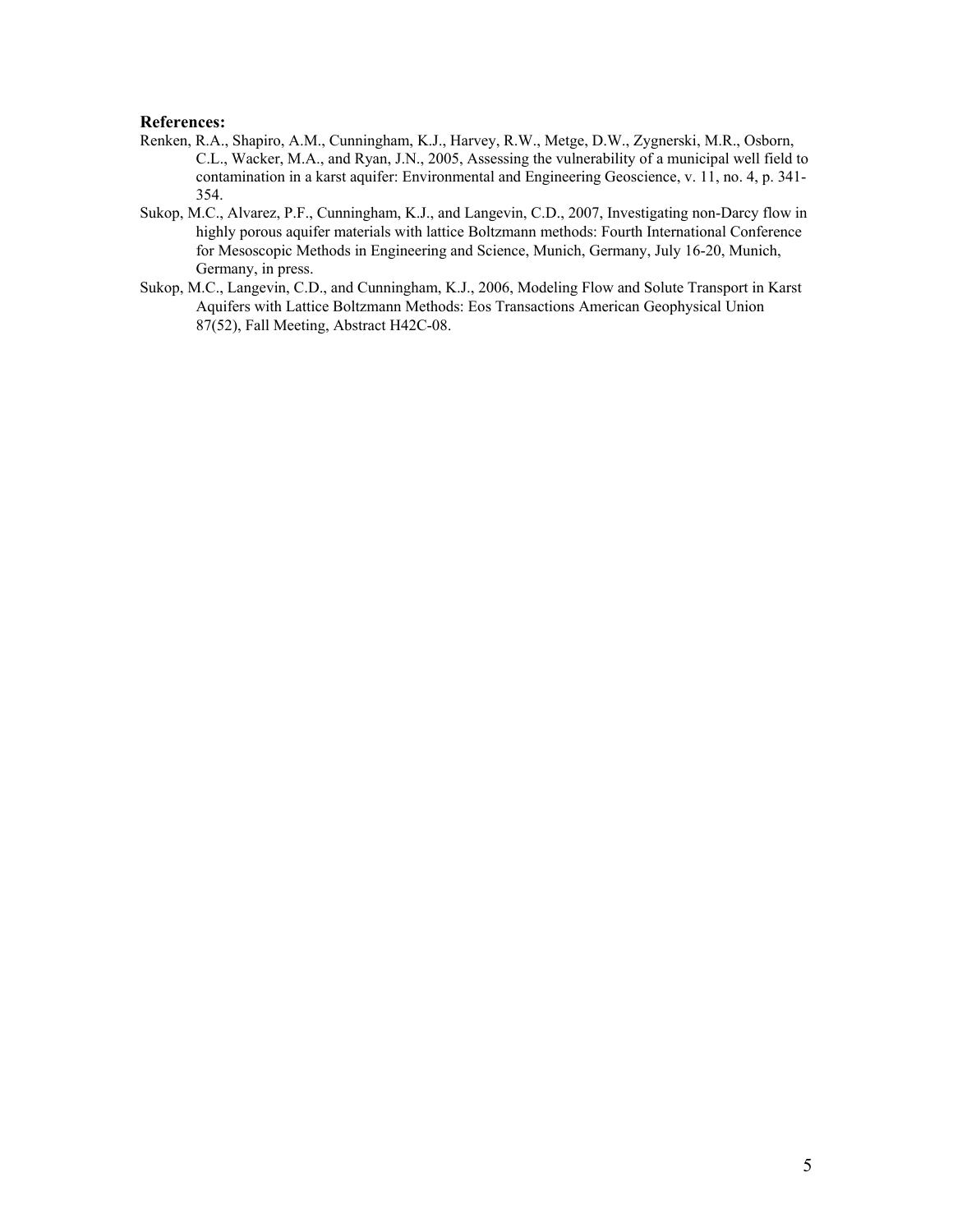**References:**

Renken, R.A., Shapiro, A.M., Cunningham, K.J., Harvey, R.W., Metge, D.W., Zygnerski, M.R., Osborn, C.L., Wacker, M.A., and Ryan, J.N., 2005, Assessing the vulnerability of a municipal well field to contamination in a karst aquifer: Environmental and Engineering Geoscience, v. 11, no. 4, p. 341-354.

Sukop, M.C., Alvarez, P.F., Cunningham, K.J., and Langevin, C.D., 2007, Investigating non-Darcy flow in highly porous aquifer materials with lattice Boltzmann methods: Fourth International Conference for Mesoscopic Methods in Engineering and Science, Munich, Germany, July 16-20, Munich, Germany, in press.

Sukop, M.C., Langevin, C.D., and Cunningham, K.J., 2006, Modeling Flow and Solute Transport in Karst Aquifers with Lattice Boltzmann Methods: Eos Transactions American Geophysical Union 87(52), Fall Meeting, Abstract H42C-08.